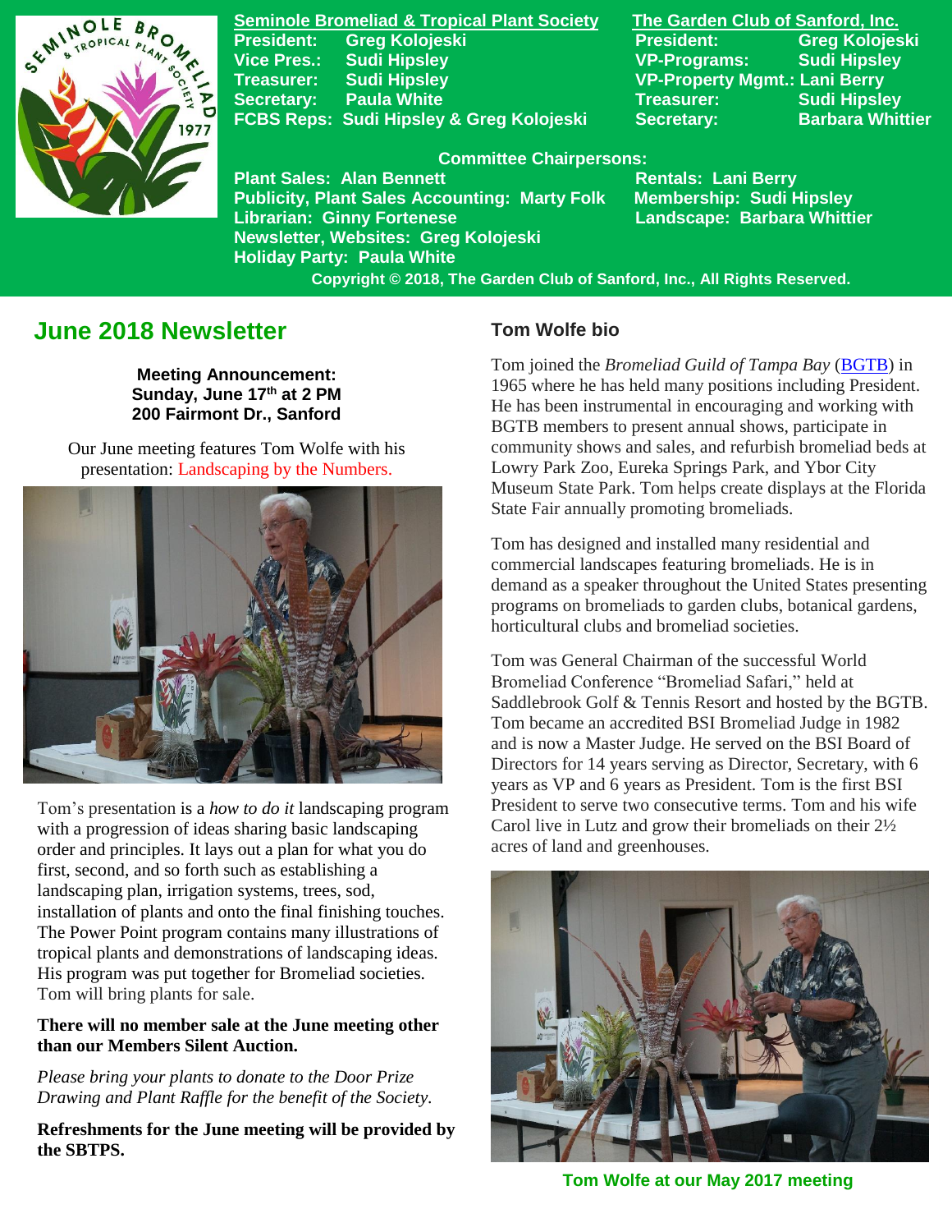**Seminole Bromeliad & Tropical Plant Society**

President: Greg Kolojeski
Vice Pres.: Sudi Hipsley
Treasurer: Sudi Hipsley
Secretary: Paula White
FCBS Reps: Sudi Hipsley & Greg Kolojeski

**The Garden Club of Sanford, Inc.**

President: Greg Kolojeski
VP-Programs: Sudi Hipsley
VP-Property Mgmt.: Lani Berry
Treasurer: Sudi Hipsley
Secretary: Barbara Whittier

**Committee Chairpersons:**

Plant Sales: Alan Bennett
Publicity, Plant Sales Accounting: Marty Folk
Librarian: Ginny Fortenese
Newsletter, Websites: Greg Kolojeski
Holiday Party: Paula White
Rentals: Lani Berry
Membership: Sudi Hipsley
Landscape: Barbara Whittier

Copyright © 2018, The Garden Club of Sanford, Inc., All Rights Reserved.

# June 2018 Newsletter

**Meeting Announcement:**
**Sunday, June 17th at 2 PM**
**200 Fairmont Dr., Sanford**

Our June meeting features Tom Wolfe with his presentation: Landscaping by the Numbers.

Tom's presentation is a *how to do it* landscaping program with a progression of ideas sharing basic landscaping order and principles. It lays out a plan for what you do first, second, and so forth such as establishing a landscaping plan, irrigation systems, trees, sod, installation of plants and onto the final finishing touches. The Power Point program contains many illustrations of tropical plants and demonstrations of landscaping ideas. His program was put together for Bromeliad societies. Tom will bring plants for sale.

**There will no member sale at the June meeting other than our Members Silent Auction.**

*Please bring your plants to donate to the Door Prize Drawing and Plant Raffle for the benefit of the Society.*

**Refreshments for the June meeting will be provided by the SBTPS.**

## Tom Wolfe bio

Tom joined the *Bromeliad Guild of Tampa Bay* (BGTB) in 1965 where he has held many positions including President. He has been instrumental in encouraging and working with BGTB members to present annual shows, participate in community shows and sales, and refurbish bromeliad beds at Lowry Park Zoo, Eureka Springs Park, and Ybor City Museum State Park. Tom helps create displays at the Florida State Fair annually promoting bromeliads.

Tom has designed and installed many residential and commercial landscapes featuring bromeliads. He is in demand as a speaker throughout the United States presenting programs on bromeliads to garden clubs, botanical gardens, horticultural clubs and bromeliad societies.

Tom was General Chairman of the successful World Bromeliad Conference "Bromeliad Safari," held at Saddlebrook Golf & Tennis Resort and hosted by the BGTB. Tom became an accredited BSI Bromeliad Judge in 1982 and is now a Master Judge. He served on the BSI Board of Directors for 14 years serving as Director, Secretary, with 6 years as VP and 6 years as President. Tom is the first BSI President to serve two consecutive terms. Tom and his wife Carol live in Lutz and grow their bromeliads on their 2½ acres of land and greenhouses.

Tom Wolfe at our May 2017 meeting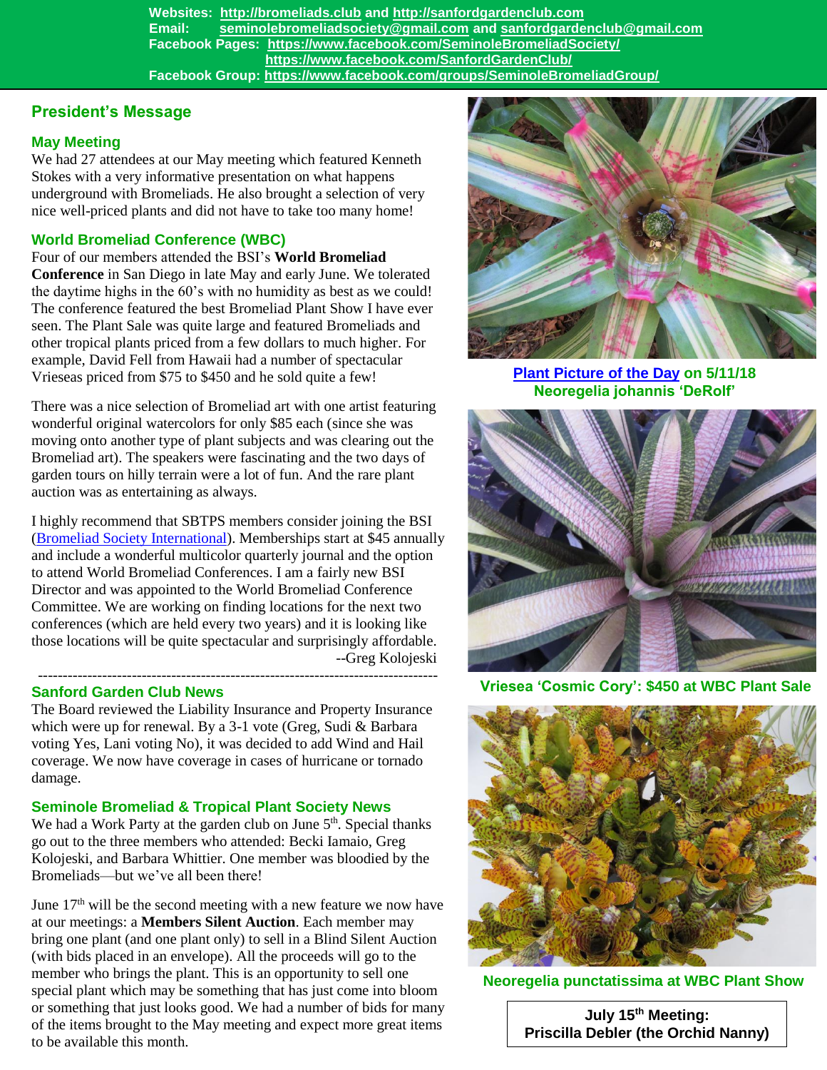**Websites:** http://bromeliads.club and http://sanfordgardenclub.com
**Email:** seminolebromeliadsociety@gmail.com and sanfordgardenclub@gmail.com
**Facebook Pages:** https://www.facebook.com/SeminoleBromeliadSociety/
https://www.facebook.com/SanfordGardenClub/
**Facebook Group:** https://www.facebook.com/groups/SeminoleBromeliadGroup/

## President's Message

### May Meeting

We had 27 attendees at our May meeting which featured Kenneth Stokes with a very informative presentation on what happens underground with Bromeliads. He also brought a selection of very nice well-priced plants and did not have to take too many home!

### World Bromeliad Conference (WBC)

Four of our members attended the BSI's **World Bromeliad Conference** in San Diego in late May and early June. We tolerated the daytime highs in the 60's with no humidity as best as we could! The conference featured the best Bromeliad Plant Show I have ever seen. The Plant Sale was quite large and featured Bromeliads and other tropical plants priced from a few dollars to much higher. For example, David Fell from Hawaii had a number of spectacular Vrieseas priced from $75 to $450 and he sold quite a few!

There was a nice selection of Bromeliad art with one artist featuring wonderful original watercolors for only $85 each (since she was moving onto another type of plant subjects and was clearing out the Bromeliad art). The speakers were fascinating and the two days of garden tours on hilly terrain were a lot of fun. And the rare plant auction was as entertaining as always.

I highly recommend that SBTPS members consider joining the BSI (Bromeliad Society International). Memberships start at $45 annually and include a wonderful multicolor quarterly journal and the option to attend World Bromeliad Conferences. I am a fairly new BSI Director and was appointed to the World Bromeliad Conference Committee. We are working on finding locations for the next two conferences (which are held every two years) and it is looking like those locations will be quite spectacular and surprisingly affordable.

--Greg Kolojeski

---

### Sanford Garden Club News

The Board reviewed the Liability Insurance and Property Insurance which were up for renewal. By a 3-1 vote (Greg, Sudi & Barbara voting Yes, Lani voting No), it was decided to add Wind and Hail coverage. We now have coverage in cases of hurricane or tornado damage.

### Seminole Bromeliad & Tropical Plant Society News

We had a Work Party at the garden club on June 5th. Special thanks go out to the three members who attended: Becki Iamaio, Greg Kolojeski, and Barbara Whittier. One member was bloodied by the Bromeliads—but we've all been there!

June 17th will be the second meeting with a new feature we now have at our meetings: a **Members Silent Auction**. Each member may bring one plant (and one plant only) to sell in a Blind Silent Auction (with bids placed in an envelope). All the proceeds will go to the member who brings the plant. This is an opportunity to sell one special plant which may be something that has just come into bloom or something that just looks good. We had a number of bids for many of the items brought to the May meeting and expect more great items to be available this month.

**Plant Picture of the Day on 5/11/18**
**Neoregelia johannis 'DeRolf'**

**Vriesea 'Cosmic Cory': $450 at WBC Plant Sale**

**Neoregelia punctatissima at WBC Plant Show**

**July 15th Meeting:**
**Priscilla Debler (the Orchid Nanny)**